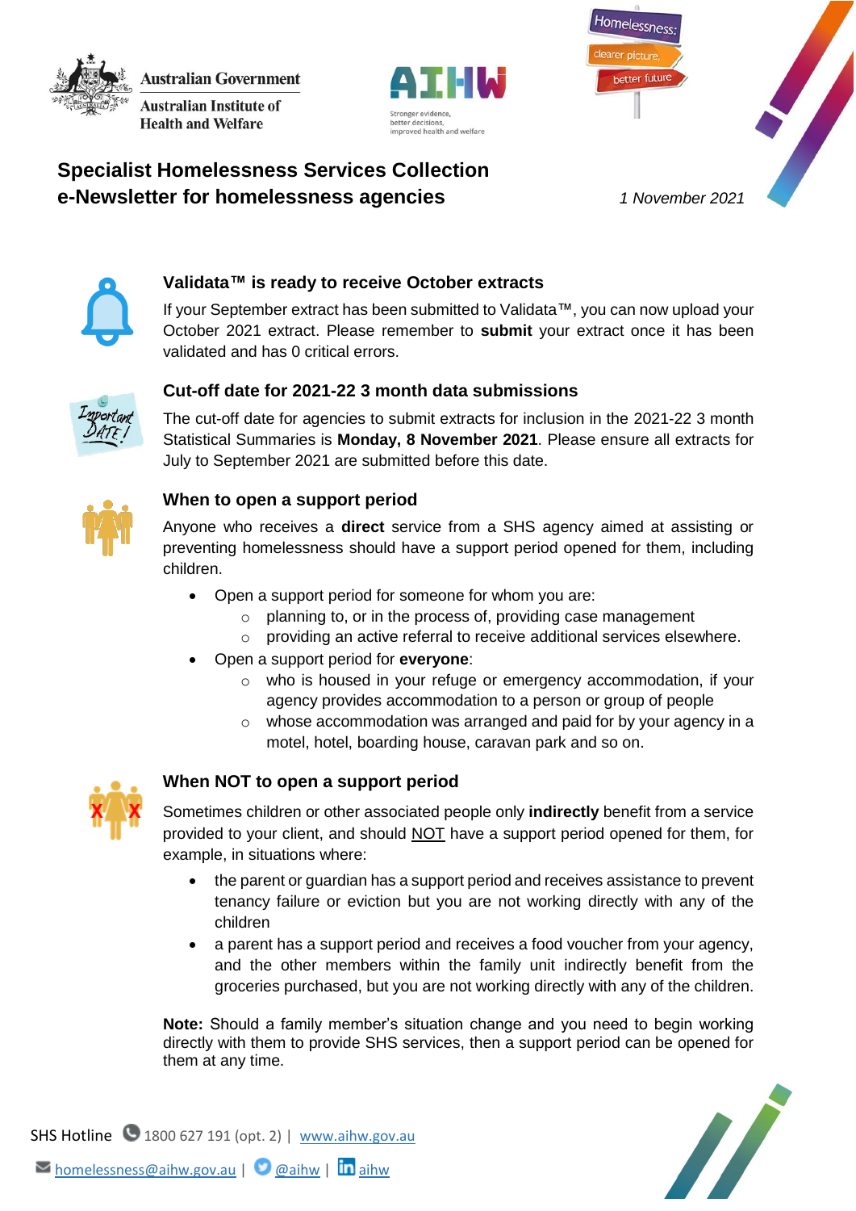Australian Government

Australian Institute of Health and Welfare

AIHW

Stronger evidence, better decisions, improved health and welfare

Homelessness: clearer picture, better future

# Specialist Homelessness Services Collection e-Newsletter for homelessness agencies

*1 November 2021*

### Validata™ is ready to receive October extracts

If your September extract has been submitted to Validata™, you can now upload your October 2021 extract. Please remember to **submit** your extract once it has been validated and has 0 critical errors.

### Cut-off date for 2021-22 3 month data submissions

The cut-off date for agencies to submit extracts for inclusion in the 2021-22 3 month Statistical Summaries is **Monday, 8 November 2021**. Please ensure all extracts for July to September 2021 are submitted before this date.

### When to open a support period

Anyone who receives a **direct** service from a SHS agency aimed at assisting or preventing homelessness should have a support period opened for them, including children.

- Open a support period for someone for whom you are:
  - planning to, or in the process of, providing case management
  - providing an active referral to receive additional services elsewhere.
- Open a support period for **everyone**:
  - who is housed in your refuge or emergency accommodation, if your agency provides accommodation to a person or group of people
  - whose accommodation was arranged and paid for by your agency in a motel, hotel, boarding house, caravan park and so on.

### When NOT to open a support period

Sometimes children or other associated people only **indirectly** benefit from a service provided to your client, and should NOT have a support period opened for them, for example, in situations where:

- the parent or guardian has a support period and receives assistance to prevent tenancy failure or eviction but you are not working directly with any of the children
- a parent has a support period and receives a food voucher from your agency, and the other members within the family unit indirectly benefit from the groceries purchased, but you are not working directly with any of the children.

**Note:** Should a family member's situation change and you need to begin working directly with them to provide SHS services, then a support period can be opened for them at any time.

SHS Hotline 1800 627 191 (opt. 2) | www.aihw.gov.au

homelessness@aihw.gov.au | @aihw | aihw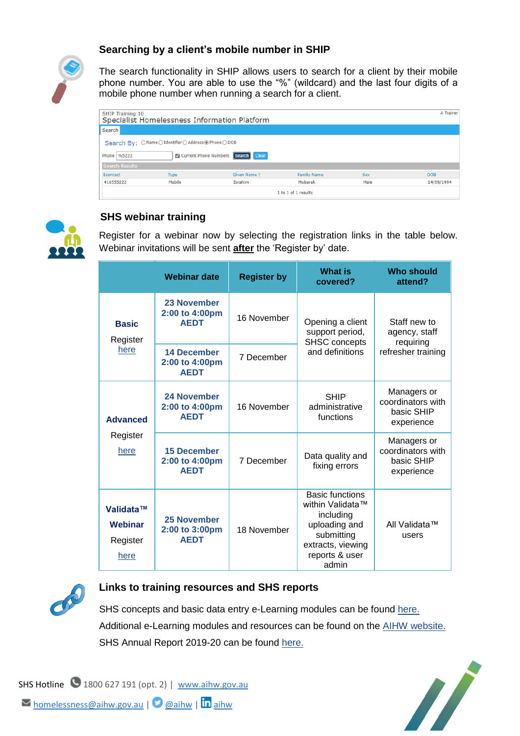## Searching by a client's mobile number in SHIP

The search functionality in SHIP allows users to search for a client by their mobile phone number. You are able to use the "%" (wildcard) and the last four digits of a mobile phone number when running a search for a client.

SHIP Training 10
Specialist Homelessness Information Platform

A Trainer

Search

Search By: Name Identifier Address Phone DOB

Phone %5222 Current Phone Numbers Search Clear

Search Results

| Econtact | Type | Given Name | Family Name | Sex | DOB |
|---|---|---|---|---|---|
| 416555222 | Mobile | Ibrahim | Mubarak | Male | 14/09/1994 |

1 to 1 of 1 results

## SHS webinar training

Register for a webinar now by selecting the registration links in the table below. Webinar invitations will be sent **after** the 'Register by' date.

| | Webinar date | Register by | What is covered? | Who should attend? |
|---|---|---|---|---|
| **Basic** Register here | **23 November 2:00 to 4:00pm AEDT** | 16 November | Opening a client support period, SHSC concepts and definitions | Staff new to agency, staff requiring refresher training |
| | **14 December 2:00 to 4:00pm AEDT** | 7 December | | |
| **Advanced** Register here | **24 November 2:00 to 4:00pm AEDT** | 16 November | SHIP administrative functions | Managers or coordinators with basic SHIP experience |
| | **15 December 2:00 to 4:00pm AEDT** | 7 December | Data quality and fixing errors | Managers or coordinators with basic SHIP experience |
| **Validata™ Webinar** Register here | **25 November 2:00 to 3:00pm AEDT** | 18 November | Basic functions within Validata™ including uploading and submitting extracts, viewing reports & user admin | All Validata™ users |

## Links to training resources and SHS reports

SHS concepts and basic data entry e-Learning modules can be found here.

Additional e-Learning modules and resources can be found on the AIHW website.

SHS Annual Report 2019-20 can be found here.

SHS Hotline 1800 627 191 (opt. 2) | www.aihw.gov.au

homelessness@aihw.gov.au | @aihw | aihw